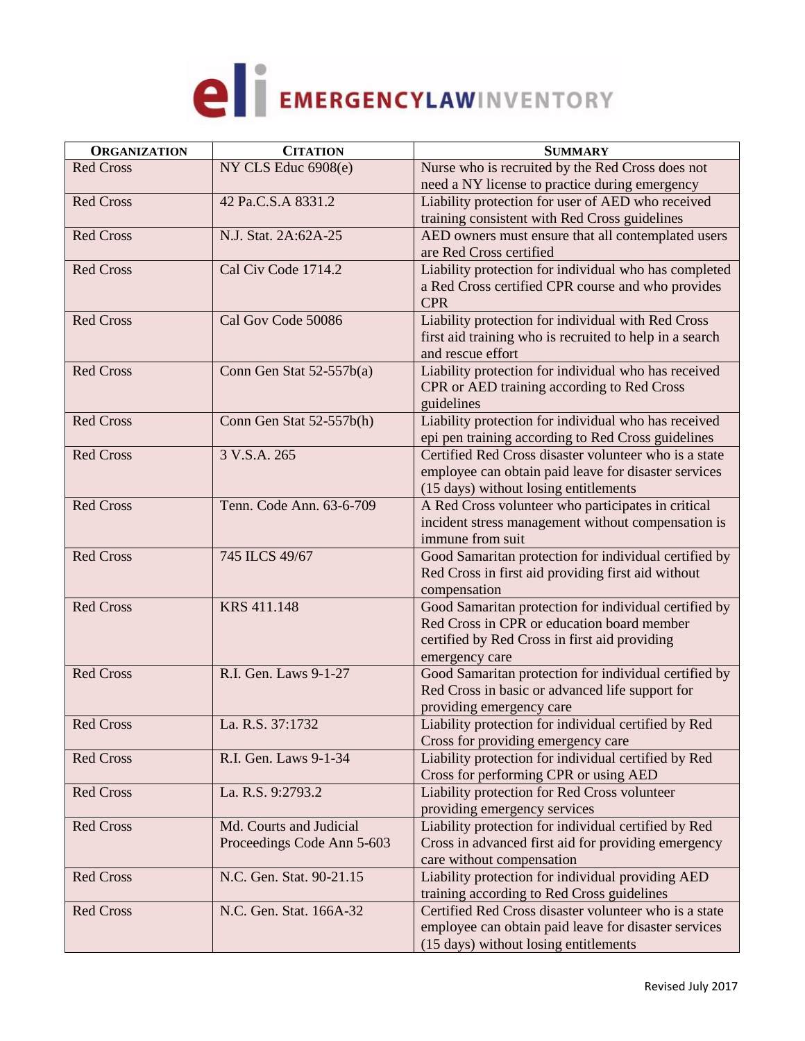# EMERGENCYLAWINVENTORY

| ORGANIZATION | CITATION | SUMMARY |
|---|---|---|
| Red Cross | NY CLS Educ 6908(e) | Nurse who is recruited by the Red Cross does not need a NY license to practice during emergency |
| Red Cross | 42 Pa.C.S.A 8331.2 | Liability protection for user of AED who received training consistent with Red Cross guidelines |
| Red Cross | N.J. Stat. 2A:62A-25 | AED owners must ensure that all contemplated users are Red Cross certified |
| Red Cross | Cal Civ Code 1714.2 | Liability protection for individual who has completed a Red Cross certified CPR course and who provides CPR |
| Red Cross | Cal Gov Code 50086 | Liability protection for individual with Red Cross first aid training who is recruited to help in a search and rescue effort |
| Red Cross | Conn Gen Stat 52-557b(a) | Liability protection for individual who has received CPR or AED training according to Red Cross guidelines |
| Red Cross | Conn Gen Stat 52-557b(h) | Liability protection for individual who has received epi pen training according to Red Cross guidelines |
| Red Cross | 3 V.S.A. 265 | Certified Red Cross disaster volunteer who is a state employee can obtain paid leave for disaster services (15 days) without losing entitlements |
| Red Cross | Tenn. Code Ann. 63-6-709 | A Red Cross volunteer who participates in critical incident stress management without compensation is immune from suit |
| Red Cross | 745 ILCS 49/67 | Good Samaritan protection for individual certified by Red Cross in first aid providing first aid without compensation |
| Red Cross | KRS 411.148 | Good Samaritan protection for individual certified by Red Cross in CPR or education board member certified by Red Cross in first aid providing emergency care |
| Red Cross | R.I. Gen. Laws 9-1-27 | Good Samaritan protection for individual certified by Red Cross in basic or advanced life support for providing emergency care |
| Red Cross | La. R.S. 37:1732 | Liability protection for individual certified by Red Cross for providing emergency care |
| Red Cross | R.I. Gen. Laws 9-1-34 | Liability protection for individual certified by Red Cross for performing CPR or using AED |
| Red Cross | La. R.S. 9:2793.2 | Liability protection for Red Cross volunteer providing emergency services |
| Red Cross | Md. Courts and Judicial Proceedings Code Ann 5-603 | Liability protection for individual certified by Red Cross in advanced first aid for providing emergency care without compensation |
| Red Cross | N.C. Gen. Stat. 90-21.15 | Liability protection for individual providing AED training according to Red Cross guidelines |
| Red Cross | N.C. Gen. Stat. 166A-32 | Certified Red Cross disaster volunteer who is a state employee can obtain paid leave for disaster services (15 days) without losing entitlements |

Revised July 2017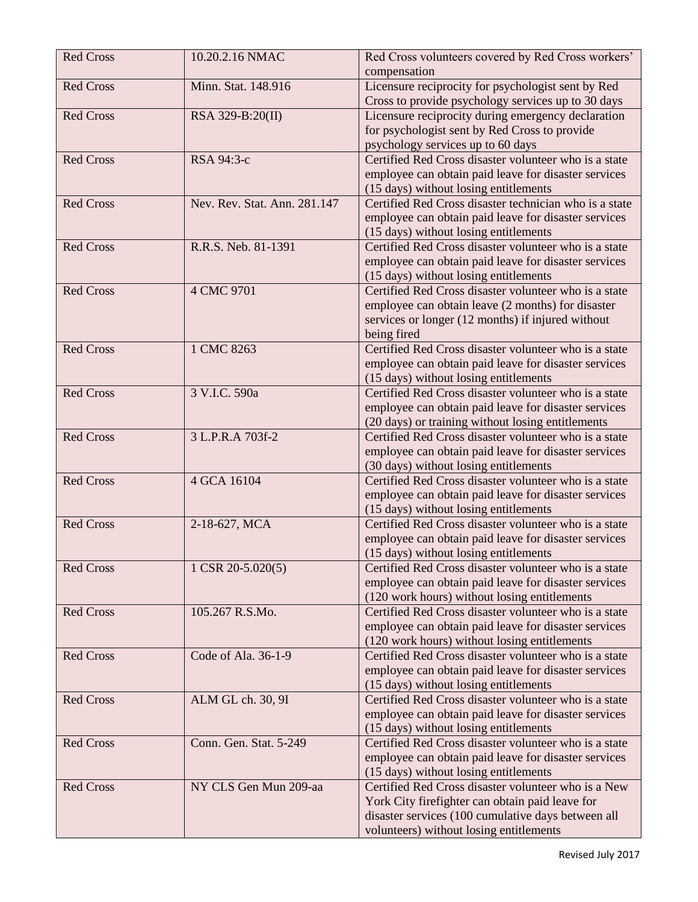| Red Cross | 10.20.2.16 NMAC | Red Cross volunteers covered by Red Cross workers' compensation |
|---|---|---|
| Red Cross | Minn. Stat. 148.916 | Licensure reciprocity for psychologist sent by Red Cross to provide psychology services up to 30 days |
| Red Cross | RSA 329-B:20(II) | Licensure reciprocity during emergency declaration for psychologist sent by Red Cross to provide psychology services up to 60 days |
| Red Cross | RSA 94:3-c | Certified Red Cross disaster volunteer who is a state employee can obtain paid leave for disaster services (15 days) without losing entitlements |
| Red Cross | Nev. Rev. Stat. Ann. 281.147 | Certified Red Cross disaster technician who is a state employee can obtain paid leave for disaster services (15 days) without losing entitlements |
| Red Cross | R.R.S. Neb. 81-1391 | Certified Red Cross disaster volunteer who is a state employee can obtain paid leave for disaster services (15 days) without losing entitlements |
| Red Cross | 4 CMC 9701 | Certified Red Cross disaster volunteer who is a state employee can obtain leave (2 months) for disaster services or longer (12 months) if injured without being fired |
| Red Cross | 1 CMC 8263 | Certified Red Cross disaster volunteer who is a state employee can obtain paid leave for disaster services (15 days) without losing entitlements |
| Red Cross | 3 V.I.C. 590a | Certified Red Cross disaster volunteer who is a state employee can obtain paid leave for disaster services (20 days) or training without losing entitlements |
| Red Cross | 3 L.P.R.A 703f-2 | Certified Red Cross disaster volunteer who is a state employee can obtain paid leave for disaster services (30 days) without losing entitlements |
| Red Cross | 4 GCA 16104 | Certified Red Cross disaster volunteer who is a state employee can obtain paid leave for disaster services (15 days) without losing entitlements |
| Red Cross | 2-18-627, MCA | Certified Red Cross disaster volunteer who is a state employee can obtain paid leave for disaster services (15 days) without losing entitlements |
| Red Cross | 1 CSR 20-5.020(5) | Certified Red Cross disaster volunteer who is a state employee can obtain paid leave for disaster services (120 work hours) without losing entitlements |
| Red Cross | 105.267 R.S.Mo. | Certified Red Cross disaster volunteer who is a state employee can obtain paid leave for disaster services (120 work hours) without losing entitlements |
| Red Cross | Code of Ala. 36-1-9 | Certified Red Cross disaster volunteer who is a state employee can obtain paid leave for disaster services (15 days) without losing entitlements |
| Red Cross | ALM GL ch. 30, 9I | Certified Red Cross disaster volunteer who is a state employee can obtain paid leave for disaster services (15 days) without losing entitlements |
| Red Cross | Conn. Gen. Stat. 5-249 | Certified Red Cross disaster volunteer who is a state employee can obtain paid leave for disaster services (15 days) without losing entitlements |
| Red Cross | NY CLS Gen Mun 209-aa | Certified Red Cross disaster volunteer who is a New York City firefighter can obtain paid leave for disaster services (100 cumulative days between all volunteers) without losing entitlements |

Revised July 2017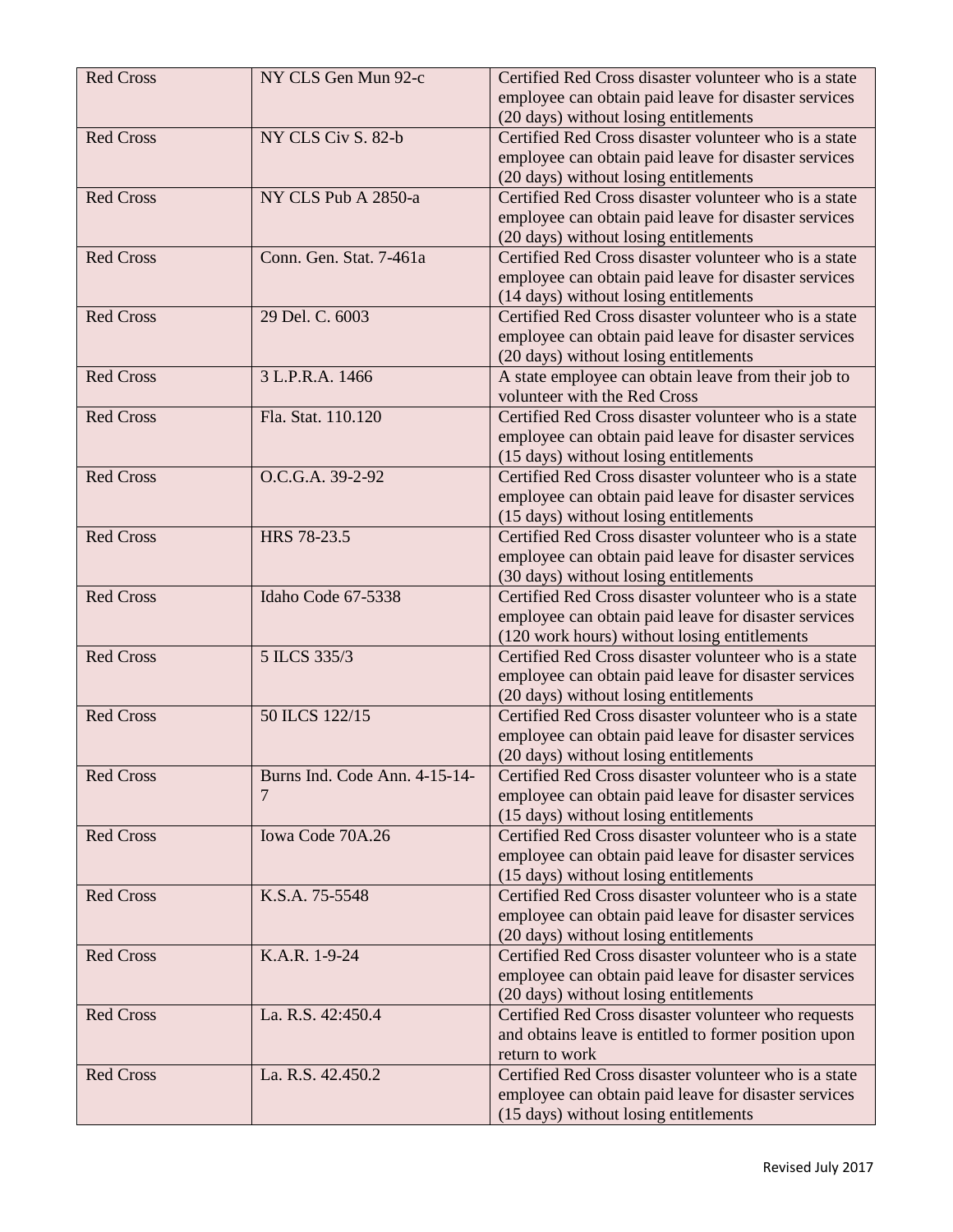| Red Cross | NY CLS Gen Mun 92-c | Certified Red Cross disaster volunteer who is a state employee can obtain paid leave for disaster services (20 days) without losing entitlements |
|---|---|---|
| Red Cross | NY CLS Civ S. 82-b | Certified Red Cross disaster volunteer who is a state employee can obtain paid leave for disaster services (20 days) without losing entitlements |
| Red Cross | NY CLS Pub A 2850-a | Certified Red Cross disaster volunteer who is a state employee can obtain paid leave for disaster services (20 days) without losing entitlements |
| Red Cross | Conn. Gen. Stat. 7-461a | Certified Red Cross disaster volunteer who is a state employee can obtain paid leave for disaster services (14 days) without losing entitlements |
| Red Cross | 29 Del. C. 6003 | Certified Red Cross disaster volunteer who is a state employee can obtain paid leave for disaster services (20 days) without losing entitlements |
| Red Cross | 3 L.P.R.A. 1466 | A state employee can obtain leave from their job to volunteer with the Red Cross |
| Red Cross | Fla. Stat. 110.120 | Certified Red Cross disaster volunteer who is a state employee can obtain paid leave for disaster services (15 days) without losing entitlements |
| Red Cross | O.C.G.A. 39-2-92 | Certified Red Cross disaster volunteer who is a state employee can obtain paid leave for disaster services (15 days) without losing entitlements |
| Red Cross | HRS 78-23.5 | Certified Red Cross disaster volunteer who is a state employee can obtain paid leave for disaster services (30 days) without losing entitlements |
| Red Cross | Idaho Code 67-5338 | Certified Red Cross disaster volunteer who is a state employee can obtain paid leave for disaster services (120 work hours) without losing entitlements |
| Red Cross | 5 ILCS 335/3 | Certified Red Cross disaster volunteer who is a state employee can obtain paid leave for disaster services (20 days) without losing entitlements |
| Red Cross | 50 ILCS 122/15 | Certified Red Cross disaster volunteer who is a state employee can obtain paid leave for disaster services (20 days) without losing entitlements |
| Red Cross | Burns Ind. Code Ann. 4-15-14-7 | Certified Red Cross disaster volunteer who is a state employee can obtain paid leave for disaster services (15 days) without losing entitlements |
| Red Cross | Iowa Code 70A.26 | Certified Red Cross disaster volunteer who is a state employee can obtain paid leave for disaster services (15 days) without losing entitlements |
| Red Cross | K.S.A. 75-5548 | Certified Red Cross disaster volunteer who is a state employee can obtain paid leave for disaster services (20 days) without losing entitlements |
| Red Cross | K.A.R. 1-9-24 | Certified Red Cross disaster volunteer who is a state employee can obtain paid leave for disaster services (20 days) without losing entitlements |
| Red Cross | La. R.S. 42:450.4 | Certified Red Cross disaster volunteer who requests and obtains leave is entitled to former position upon return to work |
| Red Cross | La. R.S. 42.450.2 | Certified Red Cross disaster volunteer who is a state employee can obtain paid leave for disaster services (15 days) without losing entitlements |

Revised July 2017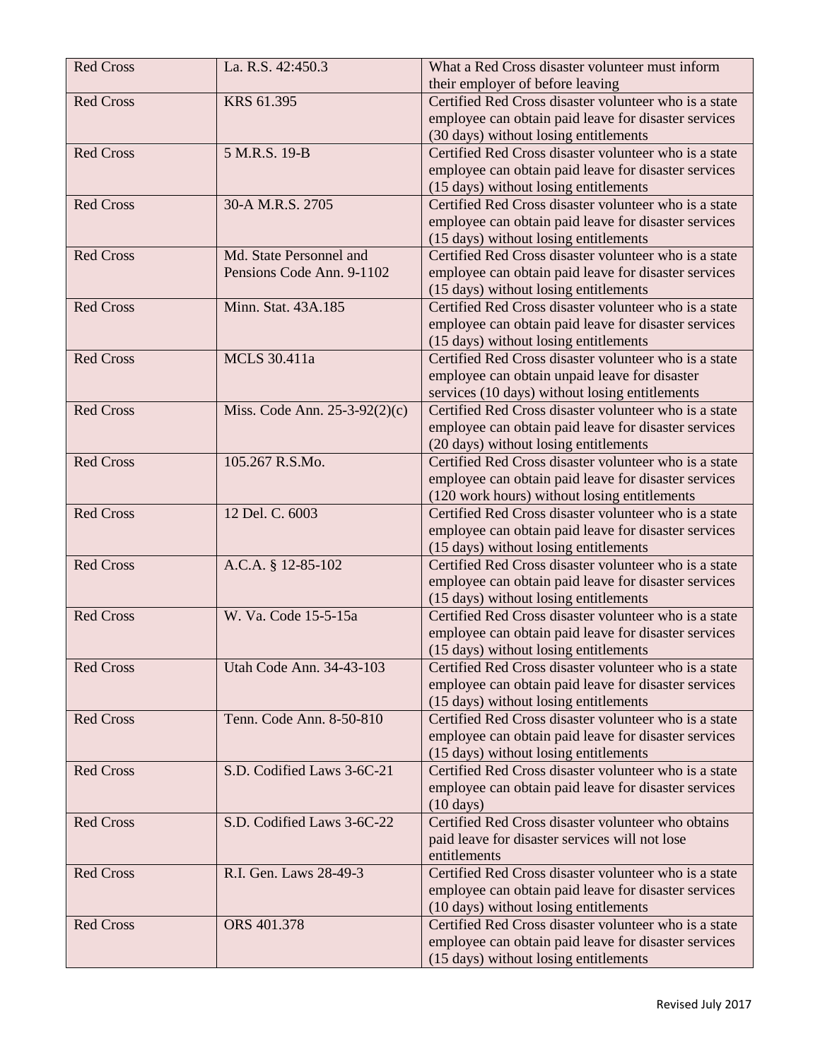| Red Cross | La. R.S. 42:450.3 | What a Red Cross disaster volunteer must inform their employer of before leaving |
|---|---|---|
| Red Cross | KRS 61.395 | Certified Red Cross disaster volunteer who is a state employee can obtain paid leave for disaster services (30 days) without losing entitlements |
| Red Cross | 5 M.R.S. 19-B | Certified Red Cross disaster volunteer who is a state employee can obtain paid leave for disaster services (15 days) without losing entitlements |
| Red Cross | 30-A M.R.S. 2705 | Certified Red Cross disaster volunteer who is a state employee can obtain paid leave for disaster services (15 days) without losing entitlements |
| Red Cross | Md. State Personnel and Pensions Code Ann. 9-1102 | Certified Red Cross disaster volunteer who is a state employee can obtain paid leave for disaster services (15 days) without losing entitlements |
| Red Cross | Minn. Stat. 43A.185 | Certified Red Cross disaster volunteer who is a state employee can obtain paid leave for disaster services (15 days) without losing entitlements |
| Red Cross | MCLS 30.411a | Certified Red Cross disaster volunteer who is a state employee can obtain unpaid leave for disaster services (10 days) without losing entitlements |
| Red Cross | Miss. Code Ann. 25-3-92(2)(c) | Certified Red Cross disaster volunteer who is a state employee can obtain paid leave for disaster services (20 days) without losing entitlements |
| Red Cross | 105.267 R.S.Mo. | Certified Red Cross disaster volunteer who is a state employee can obtain paid leave for disaster services (120 work hours) without losing entitlements |
| Red Cross | 12 Del. C. 6003 | Certified Red Cross disaster volunteer who is a state employee can obtain paid leave for disaster services (15 days) without losing entitlements |
| Red Cross | A.C.A. § 12-85-102 | Certified Red Cross disaster volunteer who is a state employee can obtain paid leave for disaster services (15 days) without losing entitlements |
| Red Cross | W. Va. Code 15-5-15a | Certified Red Cross disaster volunteer who is a state employee can obtain paid leave for disaster services (15 days) without losing entitlements |
| Red Cross | Utah Code Ann. 34-43-103 | Certified Red Cross disaster volunteer who is a state employee can obtain paid leave for disaster services (15 days) without losing entitlements |
| Red Cross | Tenn. Code Ann. 8-50-810 | Certified Red Cross disaster volunteer who is a state employee can obtain paid leave for disaster services (15 days) without losing entitlements |
| Red Cross | S.D. Codified Laws 3-6C-21 | Certified Red Cross disaster volunteer who is a state employee can obtain paid leave for disaster services (10 days) |
| Red Cross | S.D. Codified Laws 3-6C-22 | Certified Red Cross disaster volunteer who obtains paid leave for disaster services will not lose entitlements |
| Red Cross | R.I. Gen. Laws 28-49-3 | Certified Red Cross disaster volunteer who is a state employee can obtain paid leave for disaster services (10 days) without losing entitlements |
| Red Cross | ORS 401.378 | Certified Red Cross disaster volunteer who is a state employee can obtain paid leave for disaster services (15 days) without losing entitlements |

Revised July 2017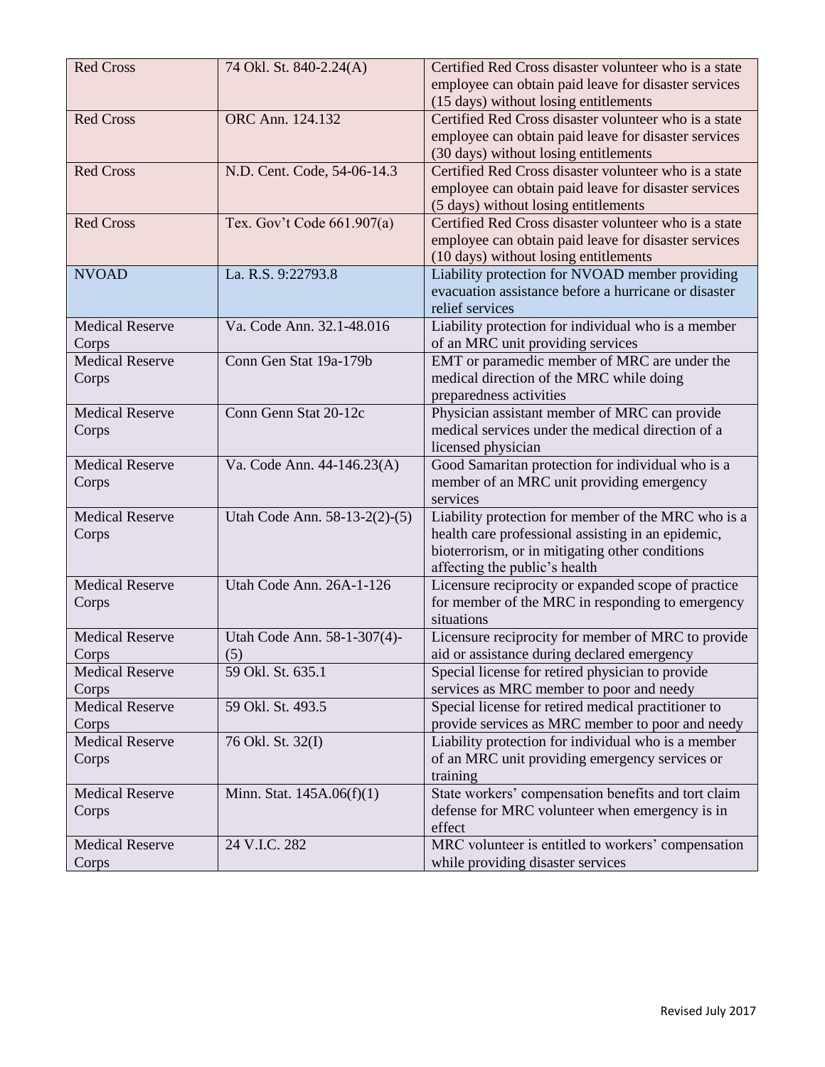| | | |
|---|---|---|
| Red Cross | 74 Okl. St. 840-2.24(A) | Certified Red Cross disaster volunteer who is a state employee can obtain paid leave for disaster services (15 days) without losing entitlements |
| Red Cross | ORC Ann. 124.132 | Certified Red Cross disaster volunteer who is a state employee can obtain paid leave for disaster services (30 days) without losing entitlements |
| Red Cross | N.D. Cent. Code, 54-06-14.3 | Certified Red Cross disaster volunteer who is a state employee can obtain paid leave for disaster services (5 days) without losing entitlements |
| Red Cross | Tex. Gov't Code 661.907(a) | Certified Red Cross disaster volunteer who is a state employee can obtain paid leave for disaster services (10 days) without losing entitlements |
| NVOAD | La. R.S. 9:22793.8 | Liability protection for NVOAD member providing evacuation assistance before a hurricane or disaster relief services |
| Medical Reserve Corps | Va. Code Ann. 32.1-48.016 | Liability protection for individual who is a member of an MRC unit providing services |
| Medical Reserve Corps | Conn Gen Stat 19a-179b | EMT or paramedic member of MRC are under the medical direction of the MRC while doing preparedness activities |
| Medical Reserve Corps | Conn Genn Stat 20-12c | Physician assistant member of MRC can provide medical services under the medical direction of a licensed physician |
| Medical Reserve Corps | Va. Code Ann. 44-146.23(A) | Good Samaritan protection for individual who is a member of an MRC unit providing emergency services |
| Medical Reserve Corps | Utah Code Ann. 58-13-2(2)-(5) | Liability protection for member of the MRC who is a health care professional assisting in an epidemic, bioterrorism, or in mitigating other conditions affecting the public's health |
| Medical Reserve Corps | Utah Code Ann. 26A-1-126 | Licensure reciprocity or expanded scope of practice for member of the MRC in responding to emergency situations |
| Medical Reserve Corps | Utah Code Ann. 58-1-307(4)-(5) | Licensure reciprocity for member of MRC to provide aid or assistance during declared emergency |
| Medical Reserve Corps | 59 Okl. St. 635.1 | Special license for retired physician to provide services as MRC member to poor and needy |
| Medical Reserve Corps | 59 Okl. St. 493.5 | Special license for retired medical practitioner to provide services as MRC member to poor and needy |
| Medical Reserve Corps | 76 Okl. St. 32(I) | Liability protection for individual who is a member of an MRC unit providing emergency services or training |
| Medical Reserve Corps | Minn. Stat. 145A.06(f)(1) | State workers' compensation benefits and tort claim defense for MRC volunteer when emergency is in effect |
| Medical Reserve Corps | 24 V.I.C. 282 | MRC volunteer is entitled to workers' compensation while providing disaster services |

Revised July 2017